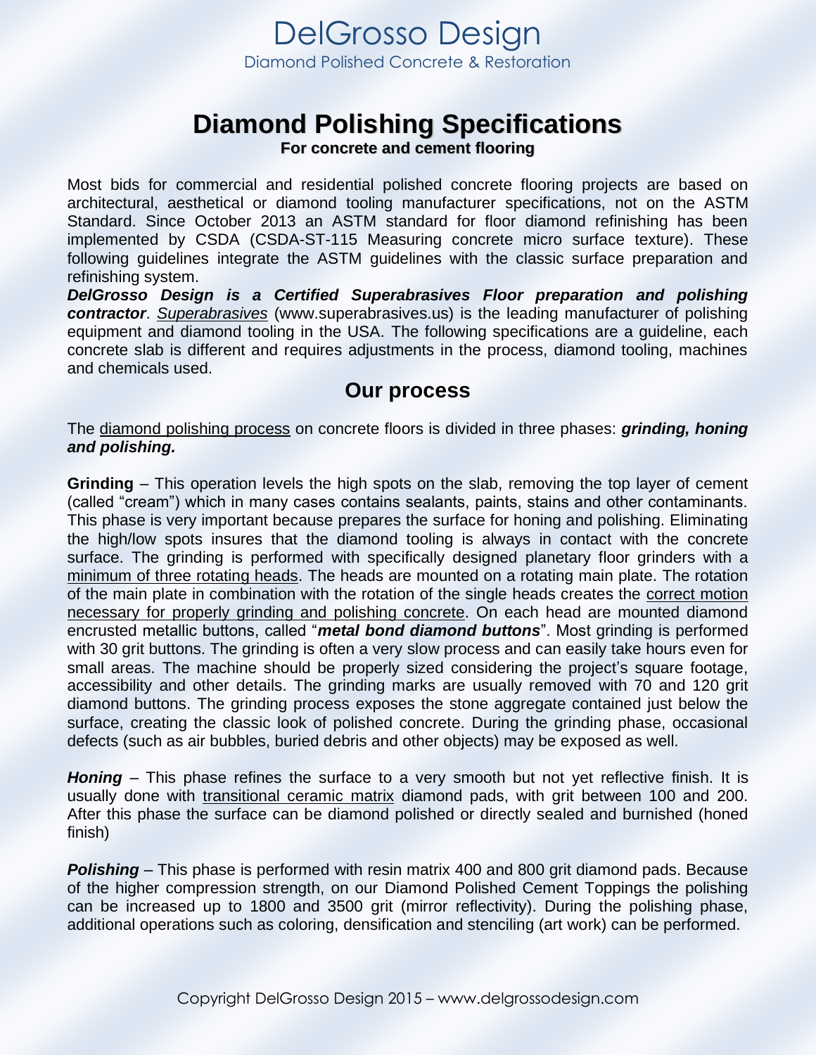# DelGrosso Design

Diamond Polished Concrete & Restoration

## Diamond Polishing Specifications

**For concrete and cement flooring**

Most bids for commercial and residential polished concrete flooring projects are based on architectural, aesthetical or diamond tooling manufacturer specifications, not on the ASTM Standard. Since October 2013 an ASTM standard for floor diamond refinishing has been implemented by CSDA (CSDA-ST-115 Measuring concrete micro surface texture). These following guidelines integrate the ASTM guidelines with the classic surface preparation and refinishing system.

***DelGrosso Design is a Certified Superabrasives Floor preparation and polishing contractor***. *Superabrasives* (www.superabrasives.us) is the leading manufacturer of polishing equipment and diamond tooling in the USA. The following specifications are a guideline, each concrete slab is different and requires adjustments in the process, diamond tooling, machines and chemicals used.

## Our process

The diamond polishing process on concrete floors is divided in three phases: ***grinding, honing and polishing.***

**Grinding** – This operation levels the high spots on the slab, removing the top layer of cement (called "cream") which in many cases contains sealants, paints, stains and other contaminants. This phase is very important because prepares the surface for honing and polishing. Eliminating the high/low spots insures that the diamond tooling is always in contact with the concrete surface. The grinding is performed with specifically designed planetary floor grinders with a minimum of three rotating heads. The heads are mounted on a rotating main plate. The rotation of the main plate in combination with the rotation of the single heads creates the correct motion necessary for properly grinding and polishing concrete. On each head are mounted diamond encrusted metallic buttons, called "***metal bond diamond buttons***". Most grinding is performed with 30 grit buttons. The grinding is often a very slow process and can easily take hours even for small areas. The machine should be properly sized considering the project's square footage, accessibility and other details. The grinding marks are usually removed with 70 and 120 grit diamond buttons. The grinding process exposes the stone aggregate contained just below the surface, creating the classic look of polished concrete. During the grinding phase, occasional defects (such as air bubbles, buried debris and other objects) may be exposed as well.

***Honing*** – This phase refines the surface to a very smooth but not yet reflective finish. It is usually done with transitional ceramic matrix diamond pads, with grit between 100 and 200. After this phase the surface can be diamond polished or directly sealed and burnished (honed finish)

***Polishing*** – This phase is performed with resin matrix 400 and 800 grit diamond pads. Because of the higher compression strength, on our Diamond Polished Cement Toppings the polishing can be increased up to 1800 and 3500 grit (mirror reflectivity). During the polishing phase, additional operations such as coloring, densification and stenciling (art work) can be performed.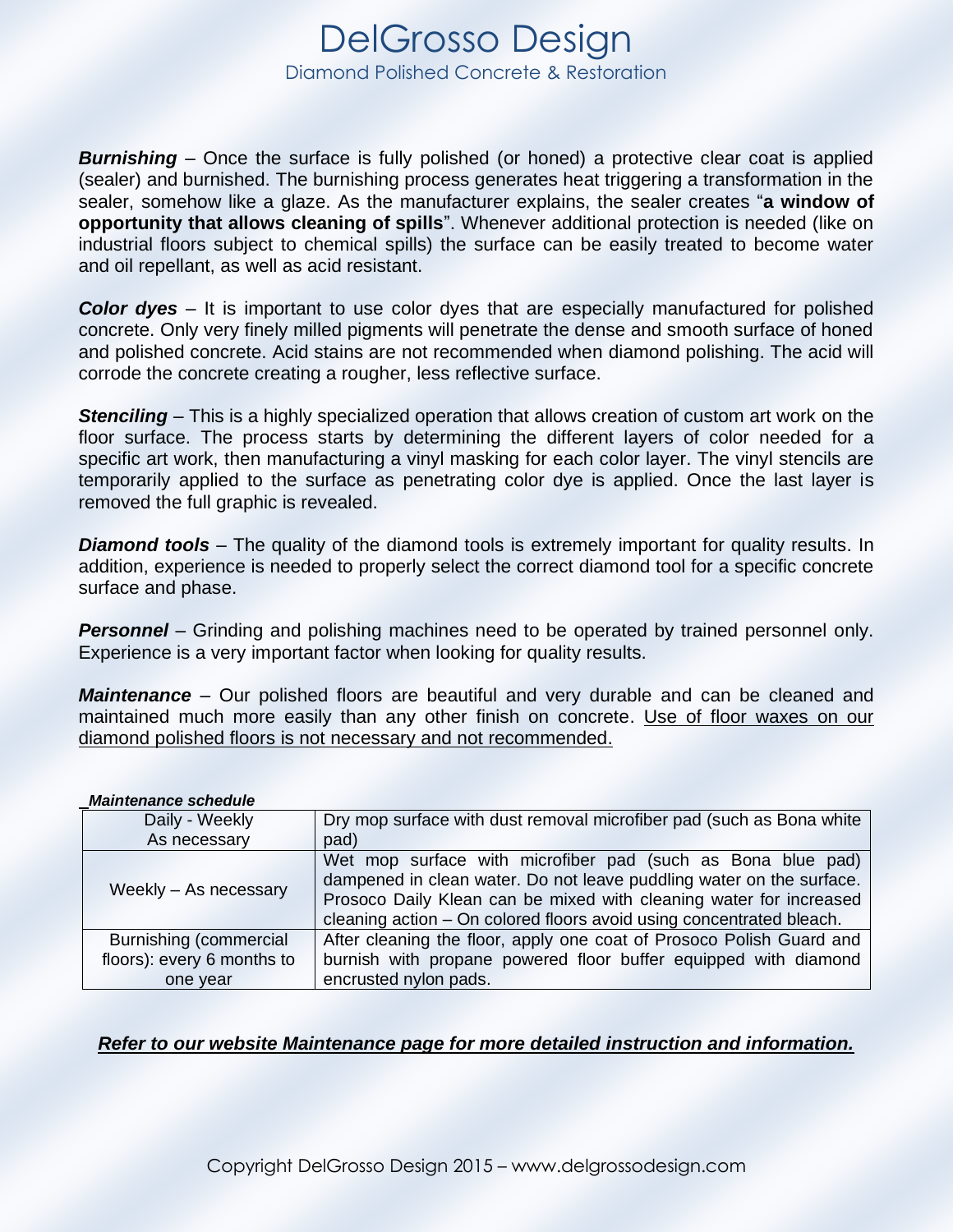***Burnishing*** – Once the surface is fully polished (or honed) a protective clear coat is applied (sealer) and burnished. The burnishing process generates heat triggering a transformation in the sealer, somehow like a glaze. As the manufacturer explains, the sealer creates "**a window of opportunity that allows cleaning of spills**". Whenever additional protection is needed (like on industrial floors subject to chemical spills) the surface can be easily treated to become water and oil repellant, as well as acid resistant.

***Color dyes*** – It is important to use color dyes that are especially manufactured for polished concrete. Only very finely milled pigments will penetrate the dense and smooth surface of honed and polished concrete. Acid stains are not recommended when diamond polishing. The acid will corrode the concrete creating a rougher, less reflective surface.

***Stenciling*** – This is a highly specialized operation that allows creation of custom art work on the floor surface. The process starts by determining the different layers of color needed for a specific art work, then manufacturing a vinyl masking for each color layer. The vinyl stencils are temporarily applied to the surface as penetrating color dye is applied. Once the last layer is removed the full graphic is revealed.

***Diamond tools*** – The quality of the diamond tools is extremely important for quality results. In addition, experience is needed to properly select the correct diamond tool for a specific concrete surface and phase.

***Personnel*** – Grinding and polishing machines need to be operated by trained personnel only. Experience is a very important factor when looking for quality results.

***Maintenance*** – Our polished floors are beautiful and very durable and can be cleaned and maintained much more easily than any other finish on concrete. <u>Use of floor waxes on our diamond polished floors is not necessary and not recommended.</u>

***Maintenance schedule***

| | |
|---|---|
| Daily - Weekly As necessary | Dry mop surface with dust removal microfiber pad (such as Bona white pad) |
| Weekly – As necessary | Wet mop surface with microfiber pad (such as Bona blue pad) dampened in clean water. Do not leave puddling water on the surface. Prosoco Daily Klean can be mixed with cleaning water for increased cleaning action – On colored floors avoid using concentrated bleach. |
| Burnishing (commercial floors): every 6 months to one year | After cleaning the floor, apply one coat of Prosoco Polish Guard and burnish with propane powered floor buffer equipped with diamond encrusted nylon pads. |

***<u>Refer to our website Maintenance page for more detailed instruction and information.</u>***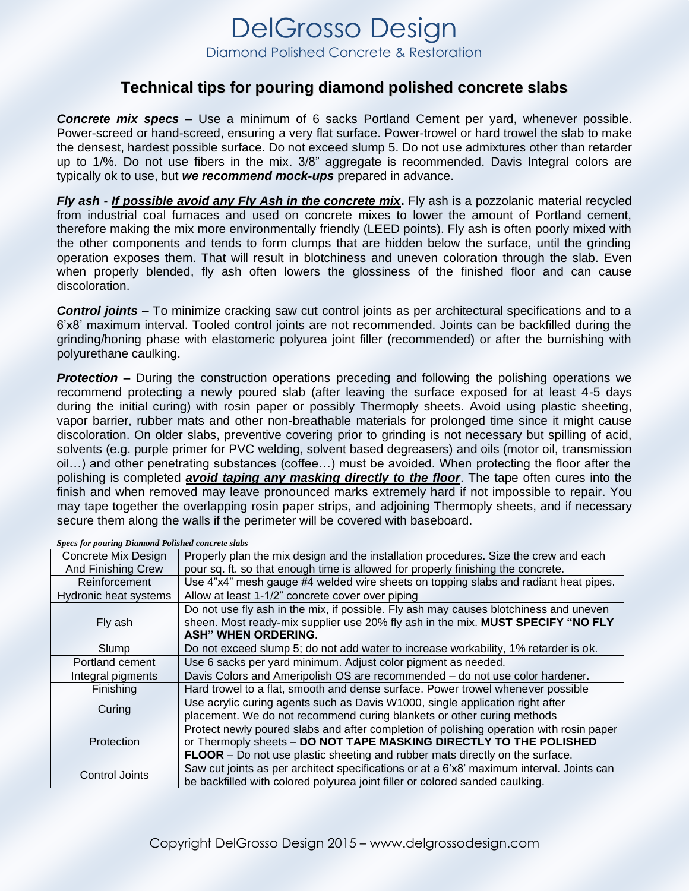# DelGrosso Design

Diamond Polished Concrete & Restoration

## Technical tips for pouring diamond polished concrete slabs

***Concrete mix specs*** – Use a minimum of 6 sacks Portland Cement per yard, whenever possible. Power-screed or hand-screed, ensuring a very flat surface. Power-trowel or hard trowel the slab to make the densest, hardest possible surface. Do not exceed slump 5. Do not use admixtures other than retarder up to 1/%. Do not use fibers in the mix. 3/8" aggregate is recommended. Davis Integral colors are typically ok to use, but ***we recommend mock-ups*** prepared in advance.

***Fly ash*** - ***<u>If possible avoid any Fly Ash in the concrete mix</u>*****.** Fly ash is a pozzolanic material recycled from industrial coal furnaces and used on concrete mixes to lower the amount of Portland cement, therefore making the mix more environmentally friendly (LEED points). Fly ash is often poorly mixed with the other components and tends to form clumps that are hidden below the surface, until the grinding operation exposes them. That will result in blotchiness and uneven coloration through the slab. Even when properly blended, fly ash often lowers the glossiness of the finished floor and can cause discoloration.

***Control joints*** – To minimize cracking saw cut control joints as per architectural specifications and to a 6'x8' maximum interval. Tooled control joints are not recommended. Joints can be backfilled during the grinding/honing phase with elastomeric polyurea joint filler (recommended) or after the burnishing with polyurethane caulking.

***Protection*** **–** During the construction operations preceding and following the polishing operations we recommend protecting a newly poured slab (after leaving the surface exposed for at least 4-5 days during the initial curing) with rosin paper or possibly Thermoply sheets. Avoid using plastic sheeting, vapor barrier, rubber mats and other non-breathable materials for prolonged time since it might cause discoloration. On older slabs, preventive covering prior to grinding is not necessary but spilling of acid, solvents (e.g. purple primer for PVC welding, solvent based degreasers) and oils (motor oil, transmission oil…) and other penetrating substances (coffee…) must be avoided. When protecting the floor after the polishing is completed ***<u>avoid taping any masking directly to the floor</u>***. The tape often cures into the finish and when removed may leave pronounced marks extremely hard if not impossible to repair. You may tape together the overlapping rosin paper strips, and adjoining Thermoply sheets, and if necessary secure them along the walls if the perimeter will be covered with baseboard.

***Specs for pouring Diamond Polished concrete slabs***

| | |
|---|---|
| Concrete Mix Design And Finishing Crew | Properly plan the mix design and the installation procedures. Size the crew and each pour sq. ft. so that enough time is allowed for properly finishing the concrete. |
| Reinforcement | Use 4"x4" mesh gauge #4 welded wire sheets on topping slabs and radiant heat pipes. |
| Hydronic heat systems | Allow at least 1-1/2" concrete cover over piping |
| Fly ash | Do not use fly ash in the mix, if possible. Fly ash may causes blotchiness and uneven sheen. Most ready-mix supplier use 20% fly ash in the mix. **MUST SPECIFY "NO FLY ASH" WHEN ORDERING.** |
| Slump | Do not exceed slump 5; do not add water to increase workability, 1% retarder is ok. |
| Portland cement | Use 6 sacks per yard minimum. Adjust color pigment as needed. |
| Integral pigments | Davis Colors and Ameripolish OS are recommended – do not use color hardener. |
| Finishing | Hard trowel to a flat, smooth and dense surface. Power trowel whenever possible |
| Curing | Use acrylic curing agents such as Davis W1000, single application right after placement. We do not recommend curing blankets or other curing methods |
| Protection | Protect newly poured slabs and after completion of polishing operation with rosin paper or Thermoply sheets – **DO NOT TAPE MASKING DIRECTLY TO THE POLISHED FLOOR** – Do not use plastic sheeting and rubber mats directly on the surface. |
| Control Joints | Saw cut joints as per architect specifications or at a 6'x8' maximum interval. Joints can be backfilled with colored polyurea joint filler or colored sanded caulking. |

Copyright DelGrosso Design 2015 – www.delgrossodesign.com